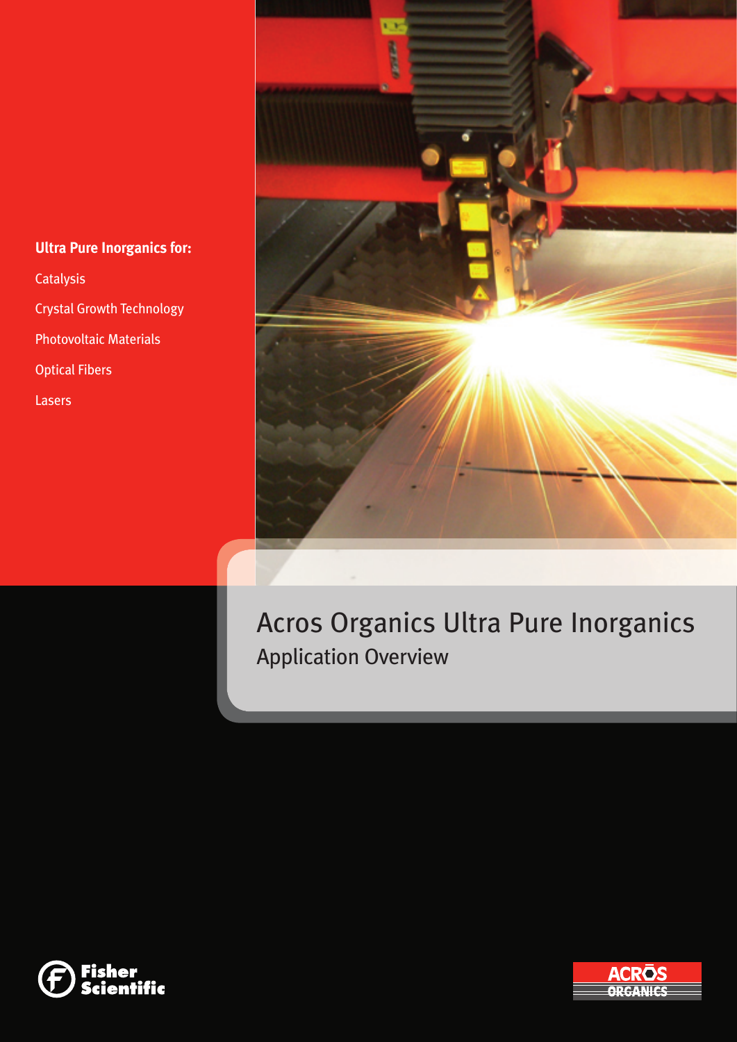**Ultra Pure Inorganics for:**

- Catalysis
- Crystal Growth Technology
- Photovoltaic Materials
- Optical Fibers
- Lasers

# Acros Organics Ultra Pure Inorganics

## Application Overview

Fisher Scientific

ACROS ORGANICS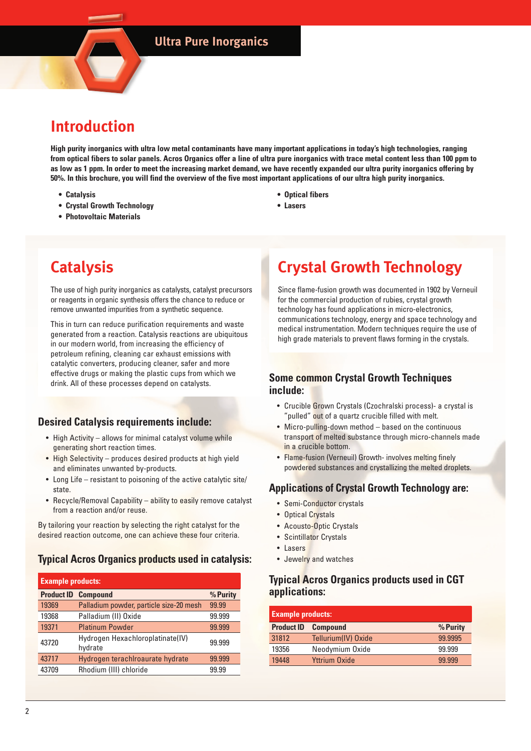## Ultra Pure Inorganics

# Introduction

**High purity inorganics with ultra low metal contaminants have many important applications in today's high technologies, ranging from optical fibers to solar panels. Acros Organics offer a line of ultra pure inorganics with trace metal content less than 100 ppm to as low as 1 ppm. In order to meet the increasing market demand, we have recently expanded our ultra purity inorganics offering by 50%. In this brochure, you will find the overview of the five most important applications of our ultra high purity inorganics.**

- **Catalysis**
- **Crystal Growth Technology**
- **Photovoltaic Materials**
- **Optical fibers**
- **Lasers**

# Catalysis

The use of high purity inorganics as catalysts, catalyst precursors or reagents in organic synthesis offers the chance to reduce or remove unwanted impurities from a synthetic sequence.

This in turn can reduce purification requirements and waste generated from a reaction. Catalysis reactions are ubiquitous in our modern world, from increasing the efficiency of petroleum refining, cleaning car exhaust emissions with catalytic converters, producing cleaner, safer and more effective drugs or making the plastic cups from which we drink. All of these processes depend on catalysts.

### Desired Catalysis requirements include:

- High Activity – allows for minimal catalyst volume while generating short reaction times.
- High Selectivity – produces desired products at high yield and eliminates unwanted by-products.
- Long Life – resistant to poisoning of the active catalytic site/ state.
- Recycle/Removal Capability – ability to easily remove catalyst from a reaction and/or reuse.

By tailoring your reaction by selecting the right catalyst for the desired reaction outcome, one can achieve these four criteria.

### Typical Acros Organics products used in catalysis:

| Example products: | | |
|---|---|---|
| **Product ID** | **Compound** | **% Purity** |
| 19369 | Palladium powder, particle size-20 mesh | 99.99 |
| 19368 | Palladium (II) Oxide | 99.999 |
| 19371 | Platinum Powder | 99.999 |
| 43720 | Hydrogen Hexachloroplatinate(IV) hydrate | 99.999 |
| 43717 | Hydrogen terachlroaurate hydrate | 99.999 |
| 43709 | Rhodium (III) chloride | 99.99 |

# Crystal Growth Technology

Since flame-fusion growth was documented in 1902 by Verneuil for the commercial production of rubies, crystal growth technology has found applications in micro-electronics, communications technology, energy and space technology and medical instrumentation. Modern techniques require the use of high grade materials to prevent flaws forming in the crystals.

### Some common Crystal Growth Techniques include:

- Crucible Grown Crystals (Czochralski process)- a crystal is "pulled" out of a quartz crucible filled with melt.
- Micro-pulling-down method – based on the continuous transport of melted substance through micro-channels made in a crucible bottom.
- Flame-fusion (Verneuil) Growth- involves melting finely powdered substances and crystallizing the melted droplets.

### Applications of Crystal Growth Technology are:

- Semi-Conductor crystals
- Optical Crystals
- Acousto-Optic Crystals
- Scintillator Crystals
- Lasers
- Jewelry and watches

### Typical Acros Organics products used in CGT applications:

| Example products: | | |
|---|---|---|
| **Product ID** | **Compound** | **% Purity** |
| 31812 | Tellurium(IV) Oxide | 99.9995 |
| 19356 | Neodymium Oxide | 99.999 |
| 19448 | Yttrium Oxide | 99.999 |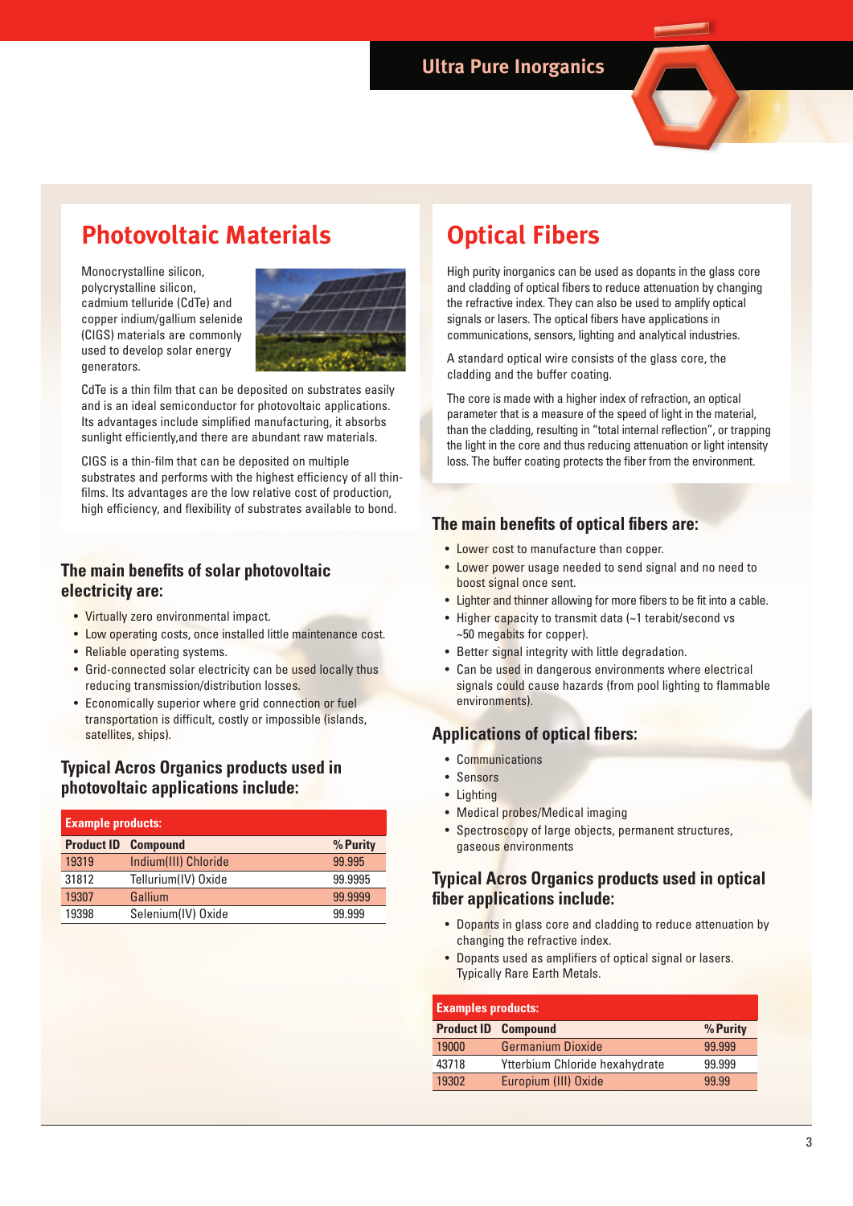## Photovoltaic Materials

Monocrystalline silicon, polycrystalline silicon, cadmium telluride (CdTe) and copper indium/gallium selenide (CIGS) materials are commonly used to develop solar energy generators.

CdTe is a thin film that can be deposited on substrates easily and is an ideal semiconductor for photovoltaic applications. Its advantages include simplified manufacturing, it absorbs sunlight efficiently,and there are abundant raw materials.

CIGS is a thin-film that can be deposited on multiple substrates and performs with the highest efficiency of all thin-films. Its advantages are the low relative cost of production, high efficiency, and flexibility of substrates available to bond.

### The main benefits of solar photovoltaic electricity are:

- Virtually zero environmental impact.
- Low operating costs, once installed little maintenance cost.
- Reliable operating systems.
- Grid-connected solar electricity can be used locally thus reducing transmission/distribution losses.
- Economically superior where grid connection or fuel transportation is difficult, costly or impossible (islands, satellites, ships).

### Typical Acros Organics products used in photovoltaic applications include:

**Example products:**

| Product ID | Compound | % Purity |
|---|---|---|
| 19319 | Indium(III) Chloride | 99.995 |
| 31812 | Tellurium(IV) Oxide | 99.9995 |
| 19307 | Gallium | 99.9999 |
| 19398 | Selenium(IV) Oxide | 99.999 |

## Optical Fibers

High purity inorganics can be used as dopants in the glass core and cladding of optical fibers to reduce attenuation by changing the refractive index. They can also be used to amplify optical signals or lasers. The optical fibers have applications in communications, sensors, lighting and analytical industries.

A standard optical wire consists of the glass core, the cladding and the buffer coating.

The core is made with a higher index of refraction, an optical parameter that is a measure of the speed of light in the material, than the cladding, resulting in "total internal reflection", or trapping the light in the core and thus reducing attenuation or light intensity loss. The buffer coating protects the fiber from the environment.

### The main benefits of optical fibers are:

- Lower cost to manufacture than copper.
- Lower power usage needed to send signal and no need to boost signal once sent.
- Lighter and thinner allowing for more fibers to be fit into a cable.
- Higher capacity to transmit data (~1 terabit/second vs ~50 megabits for copper).
- Better signal integrity with little degradation.
- Can be used in dangerous environments where electrical signals could cause hazards (from pool lighting to flammable environments).

### Applications of optical fibers:

- Communications
- Sensors
- Lighting
- Medical probes/Medical imaging
- Spectroscopy of large objects, permanent structures, gaseous environments

### Typical Acros Organics products used in optical fiber applications include:

- Dopants in glass core and cladding to reduce attenuation by changing the refractive index.
- Dopants used as amplifiers of optical signal or lasers. Typically Rare Earth Metals.

**Examples products:**

| Product ID | Compound | % Purity |
|---|---|---|
| 19000 | Germanium Dioxide | 99.999 |
| 43718 | Ytterbium Chloride hexahydrate | 99.999 |
| 19302 | Europium (III) Oxide | 99.99 |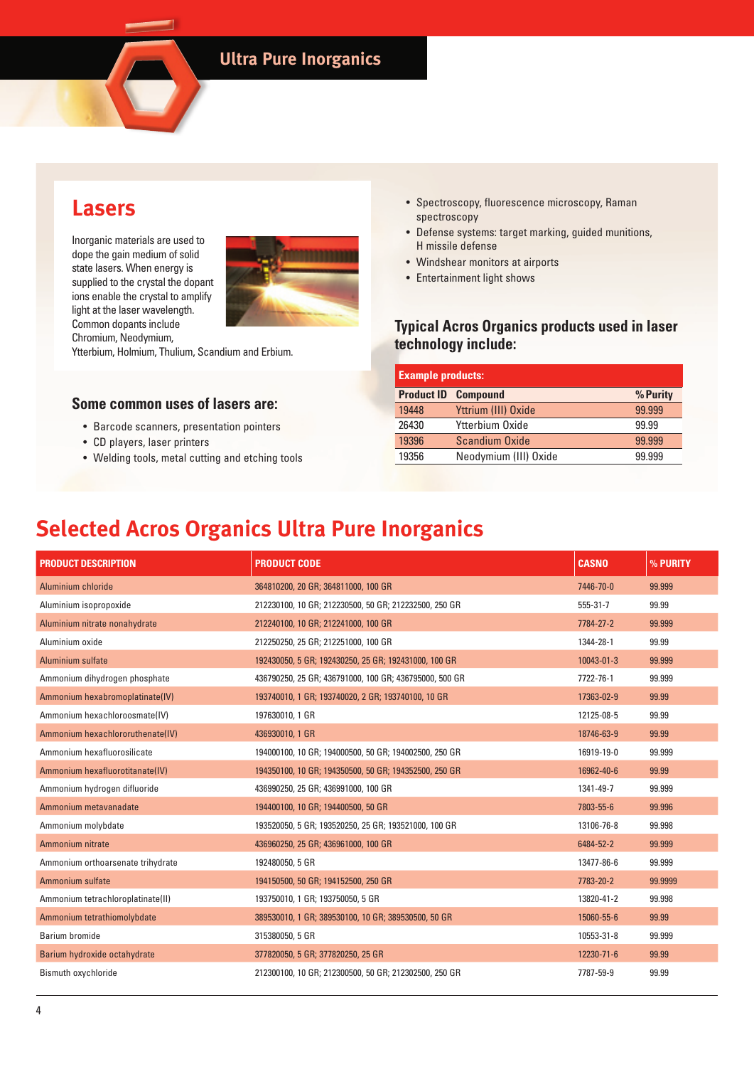# Ultra Pure Inorganics

## Lasers

Inorganic materials are used to dope the gain medium of solid state lasers. When energy is supplied to the crystal the dopant ions enable the crystal to amplify light at the laser wavelength. Common dopants include Chromium, Neodymium, Ytterbium, Holmium, Thulium, Scandium and Erbium.

### Some common uses of lasers are:

- Barcode scanners, presentation pointers
- CD players, laser printers
- Welding tools, metal cutting and etching tools
- Spectroscopy, fluorescence microscopy, Raman spectroscopy
- Defense systems: target marking, guided munitions, H missile defense
- Windshear monitors at airports
- Entertainment light shows

### Typical Acros Organics products used in laser technology include:

**Example products:**

| Product ID | Compound | % Purity |
|---|---|---|
| 19448 | Yttrium (III) Oxide | 99.999 |
| 26430 | Ytterbium Oxide | 99.99 |
| 19396 | Scandium Oxide | 99.999 |
| 19356 | Neodymium (III) Oxide | 99.999 |

## Selected Acros Organics Ultra Pure Inorganics

| PRODUCT DESCRIPTION | PRODUCT CODE | CASNO | % PURITY |
|---|---|---|---|
| Aluminium chloride | 364810200, 20 GR; 364811000, 100 GR | 7446-70-0 | 99.999 |
| Aluminium isopropoxide | 212230100, 10 GR; 212230500, 50 GR; 212232500, 250 GR | 555-31-7 | 99.99 |
| Aluminium nitrate nonahydrate | 212240100, 10 GR; 212241000, 100 GR | 7784-27-2 | 99.999 |
| Aluminium oxide | 212250250, 25 GR; 212251000, 100 GR | 1344-28-1 | 99.99 |
| Aluminium sulfate | 192430050, 5 GR; 192430250, 25 GR; 192431000, 100 GR | 10043-01-3 | 99.999 |
| Ammonium dihydrogen phosphate | 436790250, 25 GR; 436791000, 100 GR; 436795000, 500 GR | 7722-76-1 | 99.999 |
| Ammonium hexabromoplatinate(IV) | 193740010, 1 GR; 193740020, 2 GR; 193740100, 10 GR | 17363-02-9 | 99.99 |
| Ammonium hexachloroosmate(IV) | 197630010, 1 GR | 12125-08-5 | 99.99 |
| Ammonium hexachlororuthenate(IV) | 436930010, 1 GR | 18746-63-9 | 99.99 |
| Ammonium hexafluorosilicate | 194000100, 10 GR; 194000500, 50 GR; 194002500, 250 GR | 16919-19-0 | 99.999 |
| Ammonium hexafluorotitanate(IV) | 194350100, 10 GR; 194350500, 50 GR; 194352500, 250 GR | 16962-40-6 | 99.99 |
| Ammonium hydrogen difluoride | 436990250, 25 GR; 436991000, 100 GR | 1341-49-7 | 99.999 |
| Ammonium metavanadate | 194400100, 10 GR; 194400500, 50 GR | 7803-55-6 | 99.996 |
| Ammonium molybdate | 193520050, 5 GR; 193520250, 25 GR; 193521000, 100 GR | 13106-76-8 | 99.998 |
| Ammonium nitrate | 436960250, 25 GR; 436961000, 100 GR | 6484-52-2 | 99.999 |
| Ammonium orthoarsenate trihydrate | 192480050, 5 GR | 13477-86-6 | 99.999 |
| Ammonium sulfate | 194150500, 50 GR; 194152500, 250 GR | 7783-20-2 | 99.9999 |
| Ammonium tetrachloroplatinate(II) | 193750010, 1 GR; 193750050, 5 GR | 13820-41-2 | 99.998 |
| Ammonium tetrathiomolybdate | 389530010, 1 GR; 389530100, 10 GR; 389530500, 50 GR | 15060-55-6 | 99.99 |
| Barium bromide | 315380050, 5 GR | 10553-31-8 | 99.999 |
| Barium hydroxide octahydrate | 377820050, 5 GR; 377820250, 25 GR | 12230-71-6 | 99.99 |
| Bismuth oxychloride | 212300100, 10 GR; 212300500, 50 GR; 212302500, 250 GR | 7787-59-9 | 99.99 |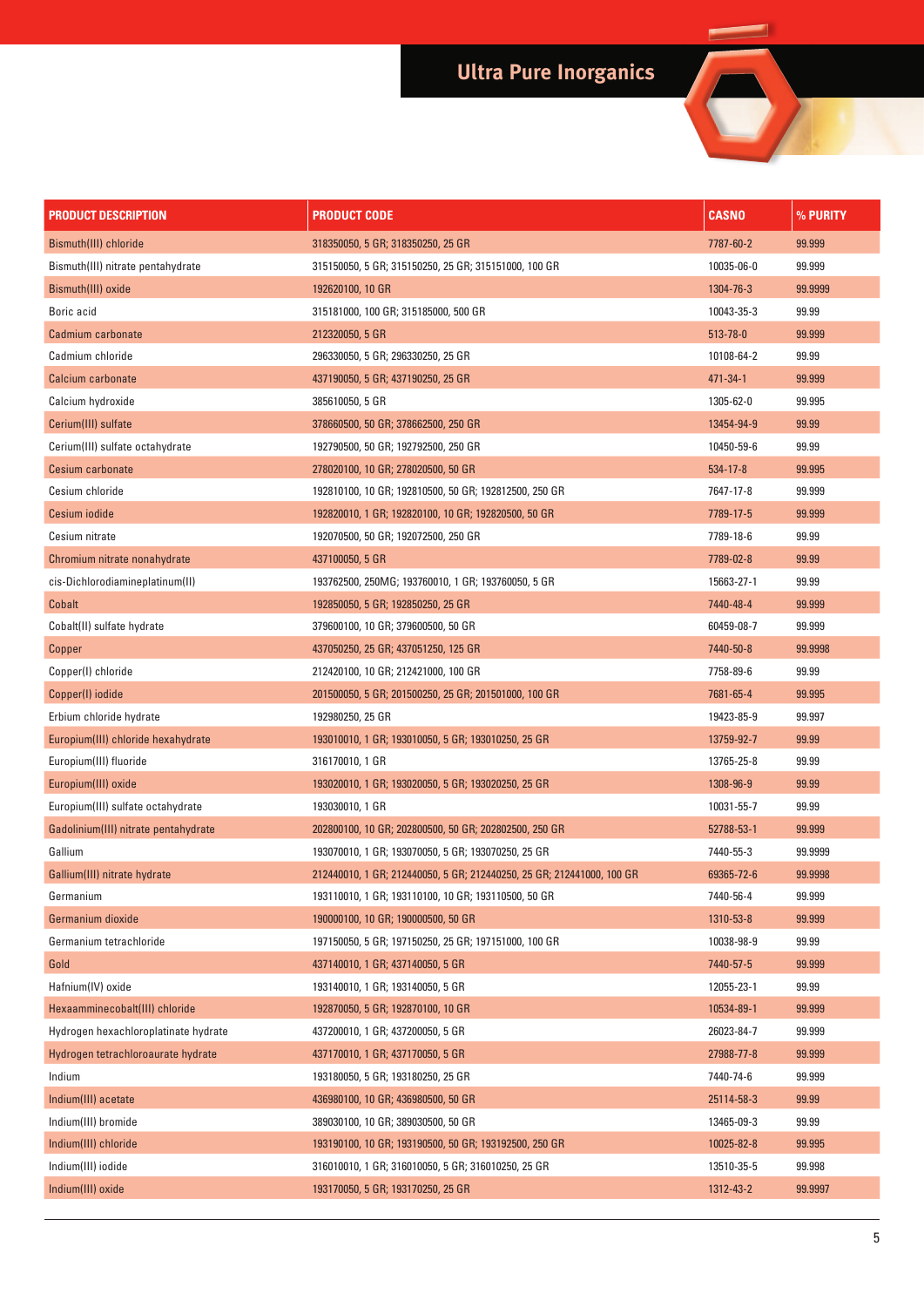# Ultra Pure Inorganics

| PRODUCT DESCRIPTION | PRODUCT CODE | CASNO | % PURITY |
|---|---|---|---|
| Bismuth(III) chloride | 318350050, 5 GR; 318350250, 25 GR | 7787-60-2 | 99.999 |
| Bismuth(III) nitrate pentahydrate | 315150050, 5 GR; 315150250, 25 GR; 315151000, 100 GR | 10035-06-0 | 99.999 |
| Bismuth(III) oxide | 192620100, 10 GR | 1304-76-3 | 99.9999 |
| Boric acid | 315181000, 100 GR; 315185000, 500 GR | 10043-35-3 | 99.99 |
| Cadmium carbonate | 212320050, 5 GR | 513-78-0 | 99.999 |
| Cadmium chloride | 296330050, 5 GR; 296330250, 25 GR | 10108-64-2 | 99.99 |
| Calcium carbonate | 437190050, 5 GR; 437190250, 25 GR | 471-34-1 | 99.999 |
| Calcium hydroxide | 385610050, 5 GR | 1305-62-0 | 99.995 |
| Cerium(III) sulfate | 378660500, 50 GR; 378662500, 250 GR | 13454-94-9 | 99.99 |
| Cerium(III) sulfate octahydrate | 192790500, 50 GR; 192792500, 250 GR | 10450-59-6 | 99.99 |
| Cesium carbonate | 278020100, 10 GR; 278020500, 50 GR | 534-17-8 | 99.995 |
| Cesium chloride | 192810100, 10 GR; 192810500, 50 GR; 192812500, 250 GR | 7647-17-8 | 99.999 |
| Cesium iodide | 192820010, 1 GR; 192820100, 10 GR; 192820500, 50 GR | 7789-17-5 | 99.999 |
| Cesium nitrate | 192070500, 50 GR; 192072500, 250 GR | 7789-18-6 | 99.99 |
| Chromium nitrate nonahydrate | 437100050, 5 GR | 7789-02-8 | 99.99 |
| cis-Dichlorodiamineplatinum(II) | 193762500, 250MG; 193760010, 1 GR; 193760050, 5 GR | 15663-27-1 | 99.99 |
| Cobalt | 192850050, 5 GR; 192850250, 25 GR | 7440-48-4 | 99.999 |
| Cobalt(II) sulfate hydrate | 379600100, 10 GR; 379600500, 50 GR | 60459-08-7 | 99.999 |
| Copper | 437050250, 25 GR; 437051250, 125 GR | 7440-50-8 | 99.9998 |
| Copper(I) chloride | 212420100, 10 GR; 212421000, 100 GR | 7758-89-6 | 99.99 |
| Copper(I) iodide | 201500050, 5 GR; 201500250, 25 GR; 201501000, 100 GR | 7681-65-4 | 99.995 |
| Erbium chloride hydrate | 192980250, 25 GR | 19423-85-9 | 99.997 |
| Europium(III) chloride hexahydrate | 193010010, 1 GR; 193010050, 5 GR; 193010250, 25 GR | 13759-92-7 | 99.99 |
| Europium(III) fluoride | 316170010, 1 GR | 13765-25-8 | 99.99 |
| Europium(III) oxide | 193020010, 1 GR; 193020050, 5 GR; 193020250, 25 GR | 1308-96-9 | 99.99 |
| Europium(III) sulfate octahydrate | 193030010, 1 GR | 10031-55-7 | 99.99 |
| Gadolinium(III) nitrate pentahydrate | 202800100, 10 GR; 202800500, 50 GR; 202802500, 250 GR | 52788-53-1 | 99.999 |
| Gallium | 193070010, 1 GR; 193070050, 5 GR; 193070250, 25 GR | 7440-55-3 | 99.9999 |
| Gallium(III) nitrate hydrate | 212440010, 1 GR; 212440050, 5 GR; 212440250, 25 GR; 212441000, 100 GR | 69365-72-6 | 99.9998 |
| Germanium | 193110010, 1 GR; 193110100, 10 GR; 193110500, 50 GR | 7440-56-4 | 99.999 |
| Germanium dioxide | 190000100, 10 GR; 190000500, 50 GR | 1310-53-8 | 99.999 |
| Germanium tetrachloride | 197150050, 5 GR; 197150250, 25 GR; 197151000, 100 GR | 10038-98-9 | 99.99 |
| Gold | 437140010, 1 GR; 437140050, 5 GR | 7440-57-5 | 99.999 |
| Hafnium(IV) oxide | 193140010, 1 GR; 193140050, 5 GR | 12055-23-1 | 99.99 |
| Hexaamminecobalt(III) chloride | 192870050, 5 GR; 192870100, 10 GR | 10534-89-1 | 99.999 |
| Hydrogen hexachloroplatinate hydrate | 437200010, 1 GR; 437200050, 5 GR | 26023-84-7 | 99.999 |
| Hydrogen tetrachloroaurate hydrate | 437170010, 1 GR; 437170050, 5 GR | 27988-77-8 | 99.999 |
| Indium | 193180050, 5 GR; 193180250, 25 GR | 7440-74-6 | 99.999 |
| Indium(III) acetate | 436980100, 10 GR; 436980500, 50 GR | 25114-58-3 | 99.99 |
| Indium(III) bromide | 389030100, 10 GR; 389030500, 50 GR | 13465-09-3 | 99.99 |
| Indium(III) chloride | 193190100, 10 GR; 193190500, 50 GR; 193192500, 250 GR | 10025-82-8 | 99.995 |
| Indium(III) iodide | 316010010, 1 GR; 316010050, 5 GR; 316010250, 25 GR | 13510-35-5 | 99.998 |
| Indium(III) oxide | 193170050, 5 GR; 193170250, 25 GR | 1312-43-2 | 99.9997 |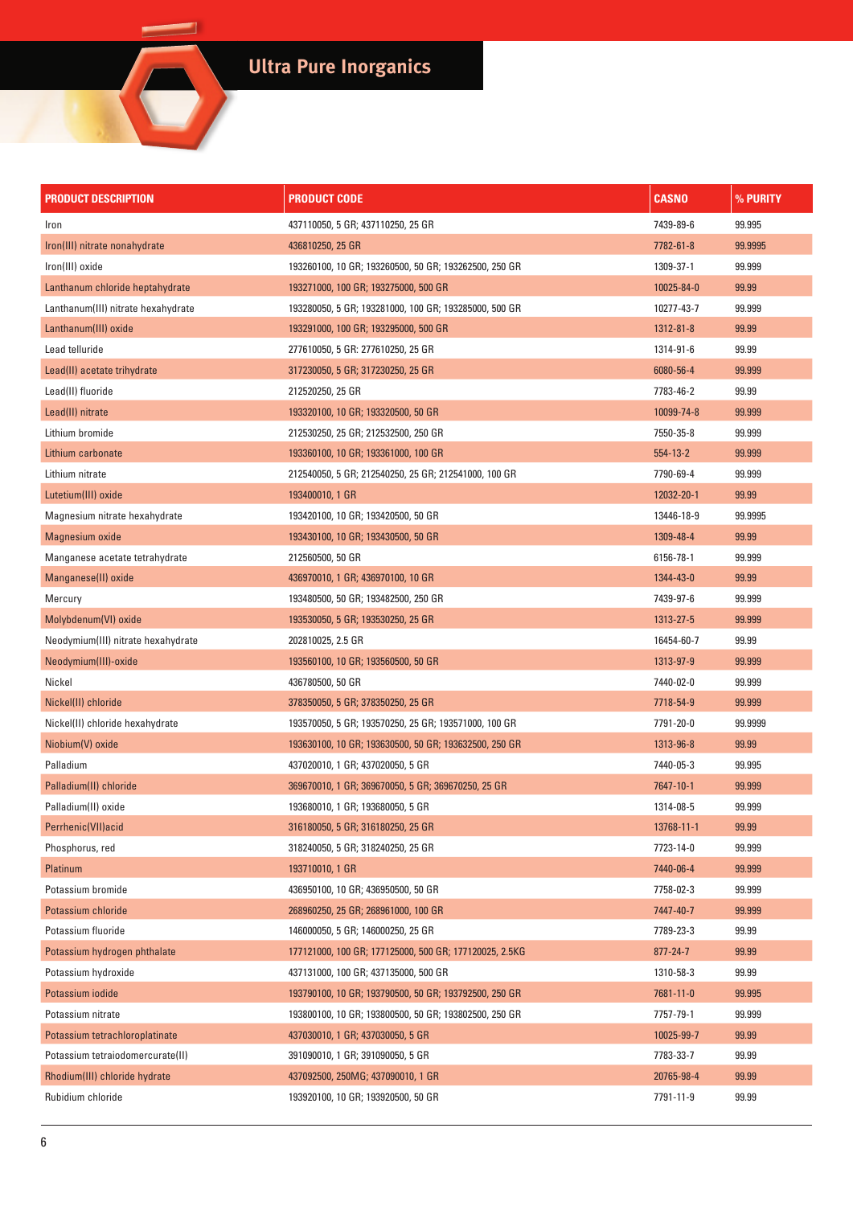# Ultra Pure Inorganics

| PRODUCT DESCRIPTION | PRODUCT CODE | CASNO | % PURITY |
|---|---|---|---|
| Iron | 437110050, 5 GR; 437110250, 25 GR | 7439-89-6 | 99.995 |
| Iron(III) nitrate nonahydrate | 436810250, 25 GR | 7782-61-8 | 99.9995 |
| Iron(III) oxide | 193260100, 10 GR; 193260500, 50 GR; 193262500, 250 GR | 1309-37-1 | 99.999 |
| Lanthanum chloride heptahydrate | 193271000, 100 GR; 193275000, 500 GR | 10025-84-0 | 99.99 |
| Lanthanum(III) nitrate hexahydrate | 193280050, 5 GR; 193281000, 100 GR; 193285000, 500 GR | 10277-43-7 | 99.999 |
| Lanthanum(III) oxide | 193291000, 100 GR; 193295000, 500 GR | 1312-81-8 | 99.99 |
| Lead telluride | 277610050, 5 GR: 277610250, 25 GR | 1314-91-6 | 99.99 |
| Lead(II) acetate trihydrate | 317230050, 5 GR; 317230250, 25 GR | 6080-56-4 | 99.999 |
| Lead(II) fluoride | 212520250, 25 GR | 7783-46-2 | 99.99 |
| Lead(II) nitrate | 193320100, 10 GR; 193320500, 50 GR | 10099-74-8 | 99.999 |
| Lithium bromide | 212530250, 25 GR; 212532500, 250 GR | 7550-35-8 | 99.999 |
| Lithium carbonate | 193360100, 10 GR; 193361000, 100 GR | 554-13-2 | 99.999 |
| Lithium nitrate | 212540050, 5 GR; 212540250, 25 GR; 212541000, 100 GR | 7790-69-4 | 99.999 |
| Lutetium(III) oxide | 193400010, 1 GR | 12032-20-1 | 99.99 |
| Magnesium nitrate hexahydrate | 193420100, 10 GR; 193420500, 50 GR | 13446-18-9 | 99.9995 |
| Magnesium oxide | 193430100, 10 GR; 193430500, 50 GR | 1309-48-4 | 99.99 |
| Manganese acetate tetrahydrate | 212560500, 50 GR | 6156-78-1 | 99.999 |
| Manganese(II) oxide | 436970010, 1 GR; 436970100, 10 GR | 1344-43-0 | 99.99 |
| Mercury | 193480500, 50 GR; 193482500, 250 GR | 7439-97-6 | 99.999 |
| Molybdenum(VI) oxide | 193530050, 5 GR; 193530250, 25 GR | 1313-27-5 | 99.999 |
| Neodymium(III) nitrate hexahydrate | 202810025, 2.5 GR | 16454-60-7 | 99.99 |
| Neodymium(III)-oxide | 193560100, 10 GR; 193560500, 50 GR | 1313-97-9 | 99.999 |
| Nickel | 436780500, 50 GR | 7440-02-0 | 99.999 |
| Nickel(II) chloride | 378350050, 5 GR; 378350250, 25 GR | 7718-54-9 | 99.999 |
| Nickel(II) chloride hexahydrate | 193570050, 5 GR; 193570250, 25 GR; 193571000, 100 GR | 7791-20-0 | 99.9999 |
| Niobium(V) oxide | 193630100, 10 GR; 193630500, 50 GR; 193632500, 250 GR | 1313-96-8 | 99.99 |
| Palladium | 437020010, 1 GR; 437020050, 5 GR | 7440-05-3 | 99.995 |
| Palladium(II) chloride | 369670010, 1 GR; 369670050, 5 GR; 369670250, 25 GR | 7647-10-1 | 99.999 |
| Palladium(II) oxide | 193680010, 1 GR; 193680050, 5 GR | 1314-08-5 | 99.999 |
| Perrhenic(VII)acid | 316180050, 5 GR; 316180250, 25 GR | 13768-11-1 | 99.99 |
| Phosphorus, red | 318240050, 5 GR; 318240250, 25 GR | 7723-14-0 | 99.999 |
| Platinum | 193710010, 1 GR | 7440-06-4 | 99.999 |
| Potassium bromide | 436950100, 10 GR; 436950500, 50 GR | 7758-02-3 | 99.999 |
| Potassium chloride | 268960250, 25 GR; 268961000, 100 GR | 7447-40-7 | 99.999 |
| Potassium fluoride | 146000050, 5 GR; 146000250, 25 GR | 7789-23-3 | 99.99 |
| Potassium hydrogen phthalate | 177121000, 100 GR; 177125000, 500 GR; 177120025, 2.5KG | 877-24-7 | 99.99 |
| Potassium hydroxide | 437131000, 100 GR; 437135000, 500 GR | 1310-58-3 | 99.99 |
| Potassium iodide | 193790100, 10 GR; 193790500, 50 GR; 193792500, 250 GR | 7681-11-0 | 99.995 |
| Potassium nitrate | 193800100, 10 GR; 193800500, 50 GR; 193802500, 250 GR | 7757-79-1 | 99.999 |
| Potassium tetrachloroplatinate | 437030010, 1 GR; 437030050, 5 GR | 10025-99-7 | 99.99 |
| Potassium tetraiodomercurate(II) | 391090010, 1 GR; 391090050, 5 GR | 7783-33-7 | 99.99 |
| Rhodium(III) chloride hydrate | 437092500, 250MG; 437090010, 1 GR | 20765-98-4 | 99.99 |
| Rubidium chloride | 193920100, 10 GR; 193920500, 50 GR | 7791-11-9 | 99.99 |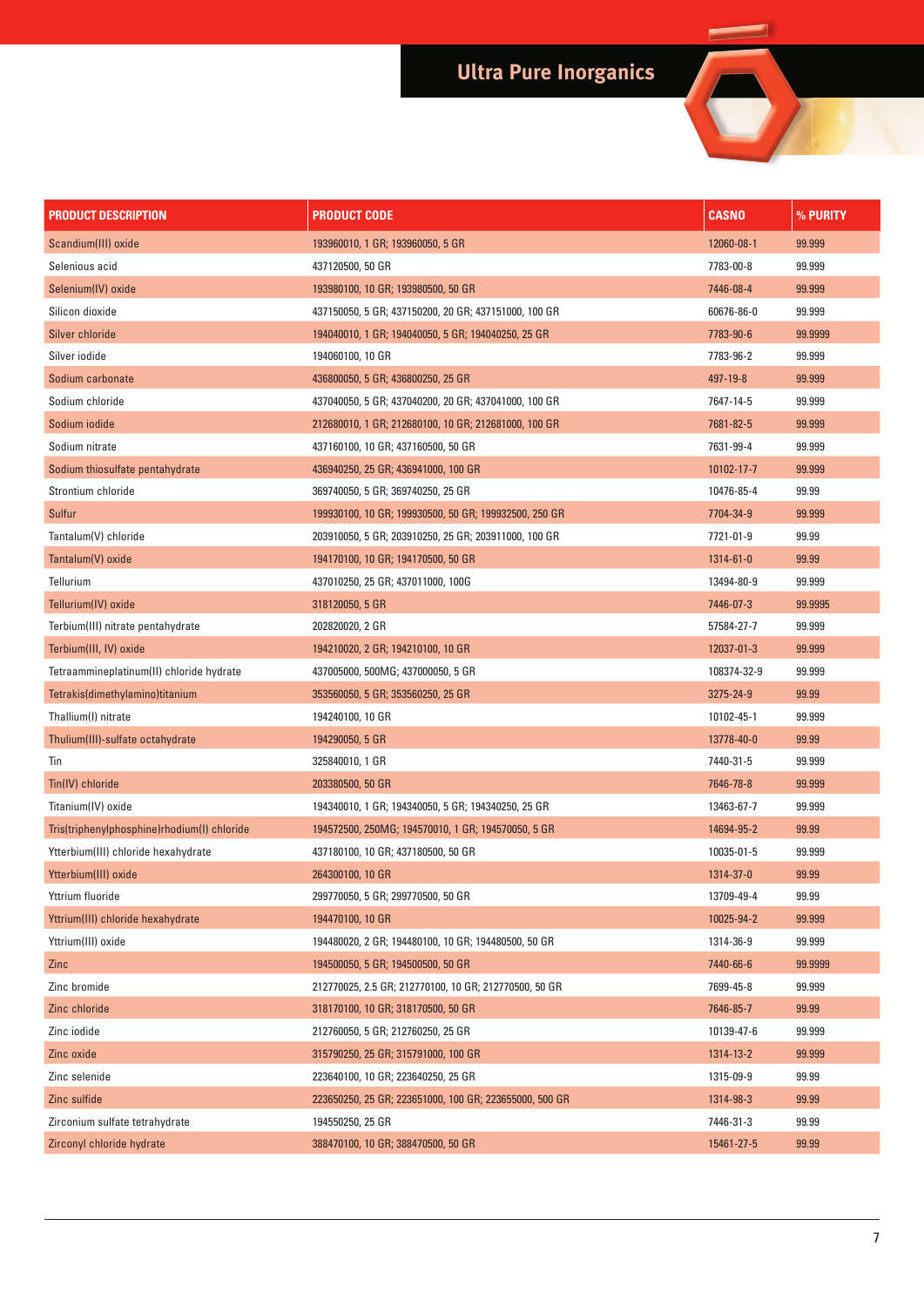# Ultra Pure Inorganics

| PRODUCT DESCRIPTION | PRODUCT CODE | CASNO | % PURITY |
|---|---|---|---|
| Scandium(III) oxide | 193960010, 1 GR; 193960050, 5 GR | 12060-08-1 | 99.999 |
| Selenious acid | 437120500, 50 GR | 7783-00-8 | 99.999 |
| Selenium(IV) oxide | 193980100, 10 GR; 193980500, 50 GR | 7446-08-4 | 99.999 |
| Silicon dioxide | 437150050, 5 GR; 437150200, 20 GR; 437151000, 100 GR | 60676-86-0 | 99.999 |
| Silver chloride | 194040010, 1 GR; 194040050, 5 GR; 194040250, 25 GR | 7783-90-6 | 99.9999 |
| Silver iodide | 194060100, 10 GR | 7783-96-2 | 99.999 |
| Sodium carbonate | 436800050, 5 GR; 436800250, 25 GR | 497-19-8 | 99.999 |
| Sodium chloride | 437040050, 5 GR; 437040200, 20 GR; 437041000, 100 GR | 7647-14-5 | 99.999 |
| Sodium iodide | 212680010, 1 GR; 212680100, 10 GR; 212681000, 100 GR | 7681-82-5 | 99.999 |
| Sodium nitrate | 437160100, 10 GR; 437160500, 50 GR | 7631-99-4 | 99.999 |
| Sodium thiosulfate pentahydrate | 436940250, 25 GR; 436941000, 100 GR | 10102-17-7 | 99.999 |
| Strontium chloride | 369740050, 5 GR; 369740250, 25 GR | 10476-85-4 | 99.99 |
| Sulfur | 199930100, 10 GR; 199930500, 50 GR; 199932500, 250 GR | 7704-34-9 | 99.999 |
| Tantalum(V) chloride | 203910050, 5 GR; 203910250, 25 GR; 203911000, 100 GR | 7721-01-9 | 99.99 |
| Tantalum(V) oxide | 194170100, 10 GR; 194170500, 50 GR | 1314-61-0 | 99.99 |
| Tellurium | 437010250, 25 GR; 437011000, 100G | 13494-80-9 | 99.999 |
| Tellurium(IV) oxide | 318120050, 5 GR | 7446-07-3 | 99.9995 |
| Terbium(III) nitrate pentahydrate | 202820020, 2 GR | 57584-27-7 | 99.999 |
| Terbium(III, IV) oxide | 194210020, 2 GR; 194210100, 10 GR | 12037-01-3 | 99.999 |
| Tetraammineplatinum(II) chloride hydrate | 437005000, 500MG; 437000050, 5 GR | 108374-32-9 | 99.999 |
| Tetrakis(dimethylamino)titanium | 353560050, 5 GR; 353560250, 25 GR | 3275-24-9 | 99.99 |
| Thallium(I) nitrate | 194240100, 10 GR | 10102-45-1 | 99.999 |
| Thulium(III)-sulfate octahydrate | 194290050, 5 GR | 13778-40-0 | 99.99 |
| Tin | 325840010, 1 GR | 7440-31-5 | 99.999 |
| Tin(IV) chloride | 203380500, 50 GR | 7646-78-8 | 99.999 |
| Titanium(IV) oxide | 194340010, 1 GR; 194340050, 5 GR; 194340250, 25 GR | 13463-67-7 | 99.999 |
| Tris(triphenylphosphine)rhodium(I) chloride | 194572500, 250MG; 194570010, 1 GR; 194570050, 5 GR | 14694-95-2 | 99.99 |
| Ytterbium(III) chloride hexahydrate | 437180100, 10 GR; 437180500, 50 GR | 10035-01-5 | 99.999 |
| Ytterbium(III) oxide | 264300100, 10 GR | 1314-37-0 | 99.99 |
| Yttrium fluoride | 299770050, 5 GR; 299770500, 50 GR | 13709-49-4 | 99.99 |
| Yttrium(III) chloride hexahydrate | 194470100, 10 GR | 10025-94-2 | 99.999 |
| Yttrium(III) oxide | 194480020, 2 GR; 194480100, 10 GR; 194480500, 50 GR | 1314-36-9 | 99.999 |
| Zinc | 194500050, 5 GR; 194500500, 50 GR | 7440-66-6 | 99.9999 |
| Zinc bromide | 212770025, 2.5 GR; 212770100, 10 GR; 212770500, 50 GR | 7699-45-8 | 99.999 |
| Zinc chloride | 318170100, 10 GR; 318170500, 50 GR | 7646-85-7 | 99.99 |
| Zinc iodide | 212760050, 5 GR; 212760250, 25 GR | 10139-47-6 | 99.999 |
| Zinc oxide | 315790250, 25 GR; 315791000, 100 GR | 1314-13-2 | 99.999 |
| Zinc selenide | 223640100, 10 GR; 223640250, 25 GR | 1315-09-9 | 99.99 |
| Zinc sulfide | 223650250, 25 GR; 223651000, 100 GR; 223655000, 500 GR | 1314-98-3 | 99.99 |
| Zirconium sulfate tetrahydrate | 194550250, 25 GR | 7446-31-3 | 99.99 |
| Zirconyl chloride hydrate | 388470100, 10 GR; 388470500, 50 GR | 15461-27-5 | 99.99 |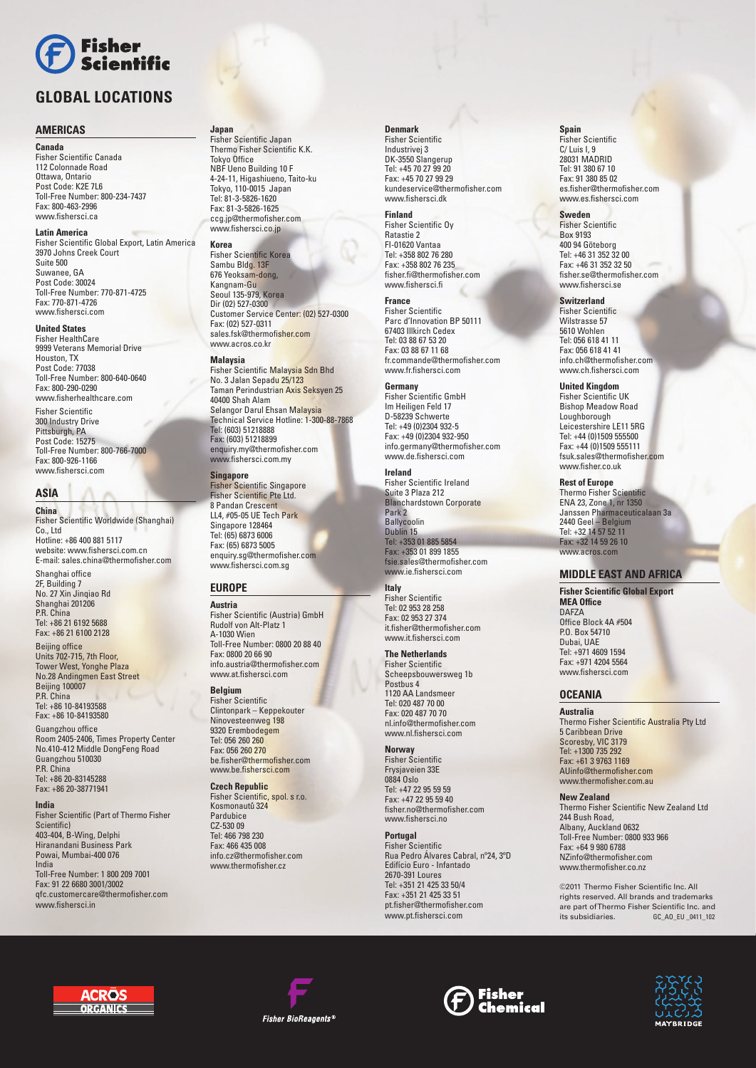# GLOBAL LOCATIONS

## AMERICAS

### Canada
Fisher Scientific Canada
112 Colonnade Road
Ottawa, Ontario
Post Code: K2E 7L6
Toll-Free Number: 800-234-7437
Fax: 800-463-2996
www.fishersci.ca

### Latin America
Fisher Scientific Global Export, Latin America
3970 Johns Creek Court
Suite 500
Suwanee, GA
Post Code: 30024
Toll-Free Number: 770-871-4725
Fax: 770-871-4726
www.fishersci.com

### United States
Fisher HealthCare
9999 Veterans Memorial Drive
Houston, TX
Post Code: 77038
Toll-Free Number: 800-640-0640
Fax: 800-290-0290
www.fisherhealthcare.com

Fisher Scientific
300 Industry Drive
Pittsburgh, PA
Post Code: 15275
Toll-Free Number: 800-766-7000
Fax: 800-926-1166
www.fishersci.com

## ASIA

### China
Fisher Scientific Worldwide (Shanghai) Co., Ltd
Hotline: +86 400 881 5117
website: www.fishersci.com.cn
E-mail: sales.china@thermofisher.com

Shanghai office
2F, Building 7
No. 27 Xin Jinqiao Rd
Shanghai 201206
P.R. China
Tel: +86 21 6192 5688
Fax: +86 21 6100 2128

Beijing office
Units 702-715, 7th Floor,
Tower West, Yonghe Plaza
No.28 Andingmen East Street
Beijing 100007
P.R. China
Tel: +86 10-84193588
Fax: +86 10-84193580

Guangzhou office
Room 2405-2406, Times Property Center
No.410-412 Middle DongFeng Road
Guangzhou 510030
P.R. China
Tel: +86 20-83145288
Fax: +86 20-38771941

### India
Fisher Scientific (Part of Thermo Fisher Scientific)
403-404, B-Wing, Delphi
Hiranandani Business Park
Powai, Mumbai-400 076
India
Toll-Free Number: 1 800 209 7001
Fax: 91 22 6680 3001/3002
qfc.customercare@thermofisher.com
www.fishersci.in

### Japan
Fisher Scientific Japan
Thermo Fisher Scientific K.K.
Tokyo Office
NBF Ueno Building 10 F
4-24-11, Higashiueno, Taito-ku
Tokyo, 110-0015 Japan
Tel: 81-3-5826-1620
Fax: 81-3-5826-1625
ccg.jp@thermofisher.com
www.fishersci.co.jp

### Korea
Fisher Scientific Korea
Sambu Bldg. 13F
676 Yeoksam-dong,
Kangnam-Gu
Seoul 135-979, Korea
Dir (02) 527-0300
Customer Service Center: (02) 527-0300
Fax: (02) 527-0311
sales.fsk@thermofisher.com
www.acros.co.kr

### Malaysia
Fisher Scientific Malaysia Sdn Bhd
No. 3 Jalan Sepadu 25/123
Taman Perindustrian Axis Seksyen 25
40400 Shah Alam
Selangor Darul Ehsan Malaysia
Technical Service Hotline: 1-300-88-7868
Tel: (603) 51218888
Fax: (603) 51218899
enquiry.my@thermofisher.com
www.fishersci.com.my

### Singapore
Fisher Scientific Singapore
Fisher Scientific Pte Ltd.
8 Pandan Crescent
LL4, #05-05 UE Tech Park
Singapore 128464
Tel: (65) 6873 6006
Fax: (65) 6873 5005
enquiry.sg@thermofisher.com
www.fishersci.com.sg

## EUROPE

### Austria
Fisher Scientific (Austria) GmbH
Rudolf von Alt-Platz 1
A-1030 Wien
Toll-Free Number: 0800 20 88 40
Fax: 0800 20 66 90
info.austria@thermofisher.com
www.at.fishersci.com

### Belgium
Fisher Scientific
Clintonpark – Keppekouter
Ninovesteenweg 198
9320 Erembodegem
Tel: 056 260 260
Fax: 056 260 270
be.fisher@thermofisher.com
www.be.fishersci.com

### Czech Republic
Fisher Scientific, spol. s r.o.
Kosmonautů 324
Pardubice
CZ-530 09
Tel: 466 798 230
Fax: 466 435 008
info.cz@thermofisher.com
www.thermofisher.cz

### Denmark
Fisher Scientific
Industrivej 3
DK-3550 Slangerup
Tel: +45 70 27 99 20
Fax: +45 70 27 99 29
kundeservice@thermofisher.com
www.fishersci.dk

### Finland
Fisher Scientific Oy
Ratastie 2
FI-01620 Vantaa
Tel: +358 802 76 280
Fax: +358 802 76 235
fisher.fi@thermofisher.com
www.fishersci.fi

### France
Fisher Scientific
Parc d'Innovation BP 50111
67403 Illkirch Cedex
Tel: 03 88 67 53 20
Fax: 03 88 67 11 68
fr.commande@thermofisher.com
www.fr.fishersci.com

### Germany
Fisher Scientific GmbH
Im Heiligen Feld 17
D-58239 Schwerte
Tel: +49 (0)2304 932-5
Fax: +49 (0)2304 932-950
info.germany@thermofisher.com
www.de.fishersci.com

### Ireland
Fisher Scientific Ireland
Suite 3 Plaza 212
Blanchardstown Corporate Park 2
Ballycoolin
Dublin 15
Tel: +353 01 885 5854
Fax: +353 01 899 1855
fsie.sales@thermofisher.com
www.ie.fishersci.com

### Italy
Fisher Scientific
Tel: 02 953 28 258
Fax: 02 953 27 374
it.fisher@thermofisher.com
www.it.fishersci.com

### The Netherlands
Fisher Scientific
Scheepsbouwersweg 1b
Postbus 4
1120 AA Landsmeer
Tel: 020 487 70 00
Fax: 020 487 70 70
nl.info@thermofisher.com
www.nl.fishersci.com

### Norway
Fisher Scientific
Frysjaveien 33E
0884 Oslo
Tel: +47 22 95 59 59
Fax: +47 22 95 59 40
fisher.no@thermofisher.com
www.fishersci.no

### Portugal
Fisher Scientific
Rua Pedro Álvares Cabral, nº24, 3ºD
Edifício Euro - Infantado
2670-391 Loures
Tel: +351 21 425 33 50/4
Fax: +351 21 425 33 51
pt.fisher@thermofisher.com
www.pt.fishersci.com

### Spain
Fisher Scientific
C/ Luis I, 9
28031 MADRID
Tel: 91 380 67 10
Fax: 91 380 85 02
es.fisher@thermofisher.com
www.es.fishersci.com

### Sweden
Fisher Scientific
Box 9193
400 94 Göteborg
Tel: +46 31 352 32 00
Fax: +46 31 352 32 50
fisher.se@thermofisher.com
www.fishersci.se

### Switzerland
Fisher Scientific
Wilstrasse 57
5610 Wohlen
Tel: 056 618 41 11
Fax: 056 618 41 41
info.ch@thermofisher.com
www.ch.fishersci.com

### United Kingdom
Fisher Scientific UK
Bishop Meadow Road
Loughborough
Leicestershire LE11 5RG
Tel: +44 (0)1509 555500
Fax: +44 (0)1509 555111
fsuk.sales@thermofisher.com
www.fisher.co.uk

### Rest of Europe
Thermo Fisher Scientific
ENA 23, Zone 1, nr 1350
Janssen Pharmaceuticalaan 3a
2440 Geel – Belgium
Tel: +32 14 57 52 11
Fax: +32 14 59 26 10
www.acros.com

## MIDDLE EAST AND AFRICA

**Fisher Scientific Global Export MEA Office**
DAFZA
Office Block 4A #504
P.O. Box 54710
Dubai, UAE
Tel: +971 4609 1594
Fax: +971 4204 5564
www.fishersci.com

## OCEANIA

### Australia
Thermo Fisher Scientific Australia Pty Ltd
5 Caribbean Drive
Scoresby, VIC 3179
Tel: +1300 735 292
Fax: +61 3 9763 1169
AUinfo@thermofisher.com
www.thermofisher.com.au

### New Zealand
Thermo Fisher Scientific New Zealand Ltd
244 Bush Road,
Albany, Auckland 0632
Toll-Free Number: 0800 933 966
Fax: +64 9 980 6788
NZinfo@thermofisher.com
www.thermofisher.co.nz

©2011 Thermo Fisher Scientific Inc. All rights reserved. All brands and trademarks are part of Thermo Fisher Scientific Inc. and its subsidiaries. GC_AO_EU _0411_102